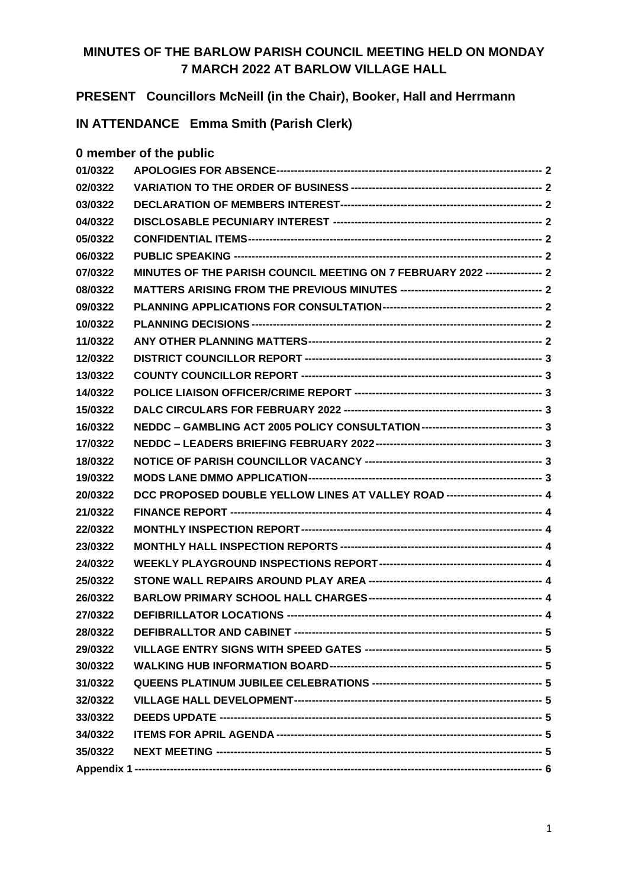# MINUTES OF THE BARLOW PARISH COUNCIL MEETING HELD ON MONDAY 7 MARCH 2022 AT BARLOW VILLAGE HALL

## PRESENT Councillors McNeill (in the Chair), Booker, Hall and Herrmann

## IN ATTENDANCE Emma Smith (Parish Clerk)

## 0 member of the public

| | | |
|---|---|---|
| 01/0322 | APOLOGIES FOR ABSENCE | 2 |
| 02/0322 | VARIATION TO THE ORDER OF BUSINESS | 2 |
| 03/0322 | DECLARATION OF MEMBERS INTEREST | 2 |
| 04/0322 | DISCLOSABLE PECUNIARY INTEREST | 2 |
| 05/0322 | CONFIDENTIAL ITEMS | 2 |
| 06/0322 | PUBLIC SPEAKING | 2 |
| 07/0322 | MINUTES OF THE PARISH COUNCIL MEETING ON 7 FEBRUARY 2022 | 2 |
| 08/0322 | MATTERS ARISING FROM THE PREVIOUS MINUTES | 2 |
| 09/0322 | PLANNING APPLICATIONS FOR CONSULTATION | 2 |
| 10/0322 | PLANNING DECISIONS | 2 |
| 11/0322 | ANY OTHER PLANNING MATTERS | 2 |
| 12/0322 | DISTRICT COUNCILLOR REPORT | 3 |
| 13/0322 | COUNTY COUNCILLOR REPORT | 3 |
| 14/0322 | POLICE LIAISON OFFICER/CRIME REPORT | 3 |
| 15/0322 | DALC CIRCULARS FOR FEBRUARY 2022 | 3 |
| 16/0322 | NEDDC – GAMBLING ACT 2005 POLICY CONSULTATION | 3 |
| 17/0322 | NEDDC – LEADERS BRIEFING FEBRUARY 2022 | 3 |
| 18/0322 | NOTICE OF PARISH COUNCILLOR VACANCY | 3 |
| 19/0322 | MODS LANE DMMO APPLICATION | 3 |
| 20/0322 | DCC PROPOSED DOUBLE YELLOW LINES AT VALLEY ROAD | 4 |
| 21/0322 | FINANCE REPORT | 4 |
| 22/0322 | MONTHLY INSPECTION REPORT | 4 |
| 23/0322 | MONTHLY HALL INSPECTION REPORTS | 4 |
| 24/0322 | WEEKLY PLAYGROUND INSPECTIONS REPORT | 4 |
| 25/0322 | STONE WALL REPAIRS AROUND PLAY AREA | 4 |
| 26/0322 | BARLOW PRIMARY SCHOOL HALL CHARGES | 4 |
| 27/0322 | DEFIBRILLATOR LOCATIONS | 4 |
| 28/0322 | DEFIBRALLTOR AND CABINET | 5 |
| 29/0322 | VILLAGE ENTRY SIGNS WITH SPEED GATES | 5 |
| 30/0322 | WALKING HUB INFORMATION BOARD | 5 |
| 31/0322 | QUEENS PLATINUM JUBILEE CELEBRATIONS | 5 |
| 32/0322 | VILLAGE HALL DEVELOPMENT | 5 |
| 33/0322 | DEEDS UPDATE | 5 |
| 34/0322 | ITEMS FOR APRIL AGENDA | 5 |
| 35/0322 | NEXT MEETING | 5 |
| Appendix 1 | | 6 |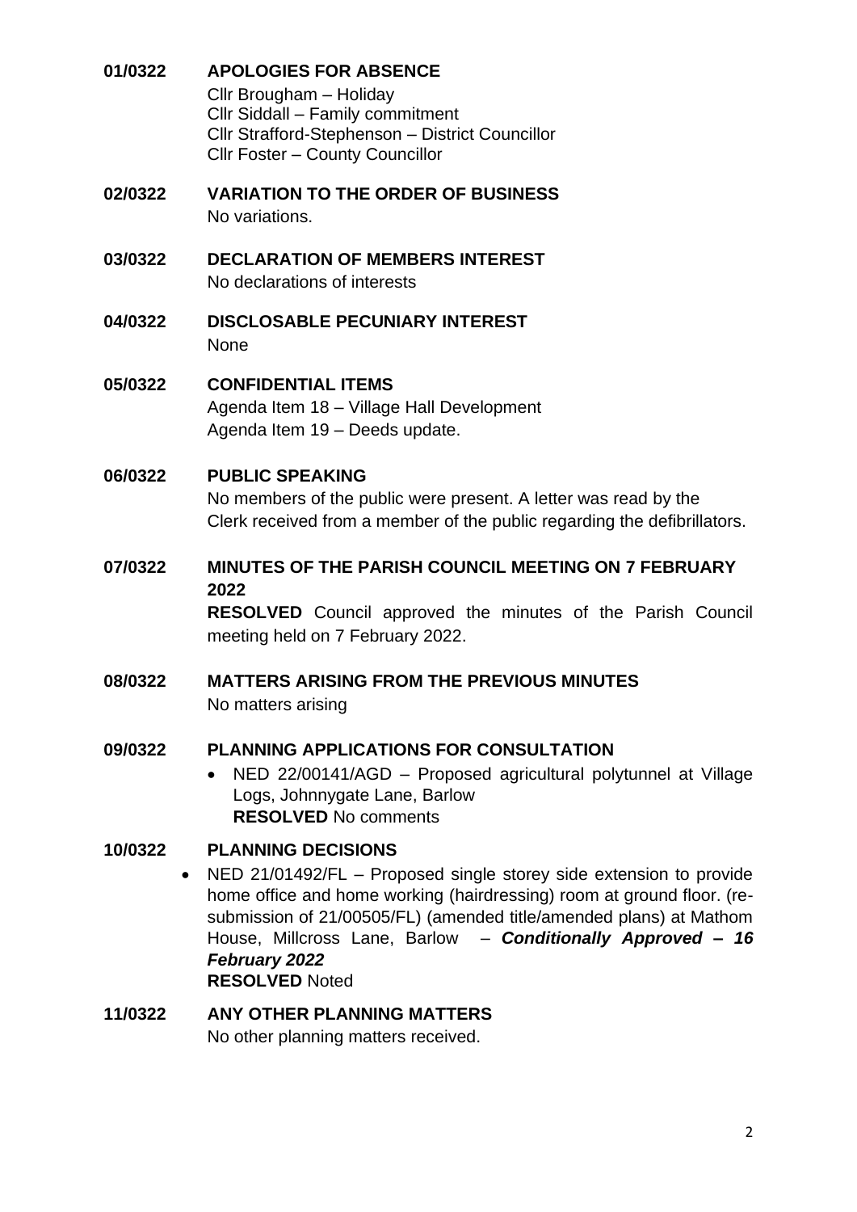**01/0322 APOLOGIES FOR ABSENCE**

Cllr Brougham – Holiday
Cllr Siddall – Family commitment
Cllr Strafford-Stephenson – District Councillor
Cllr Foster – County Councillor

**02/0322 VARIATION TO THE ORDER OF BUSINESS**

No variations.

**03/0322 DECLARATION OF MEMBERS INTEREST**

No declarations of interests

**04/0322 DISCLOSABLE PECUNIARY INTEREST**

None

**05/0322 CONFIDENTIAL ITEMS**

Agenda Item 18 – Village Hall Development
Agenda Item 19 – Deeds update.

**06/0322 PUBLIC SPEAKING**

No members of the public were present. A letter was read by the Clerk received from a member of the public regarding the defibrillators.

**07/0322 MINUTES OF THE PARISH COUNCIL MEETING ON 7 FEBRUARY 2022**

**RESOLVED** Council approved the minutes of the Parish Council meeting held on 7 February 2022.

**08/0322 MATTERS ARISING FROM THE PREVIOUS MINUTES**

No matters arising

**09/0322 PLANNING APPLICATIONS FOR CONSULTATION**

- NED 22/00141/AGD – Proposed agricultural polytunnel at Village Logs, Johnnygate Lane, Barlow
  **RESOLVED** No comments

**10/0322 PLANNING DECISIONS**

- NED 21/01492/FL – Proposed single storey side extension to provide home office and home working (hairdressing) room at ground floor. (re-submission of 21/00505/FL) (amended title/amended plans) at Mathom House, Millcross Lane, Barlow – ***Conditionally Approved – 16 February 2022***
  **RESOLVED** Noted

**11/0322 ANY OTHER PLANNING MATTERS**

No other planning matters received.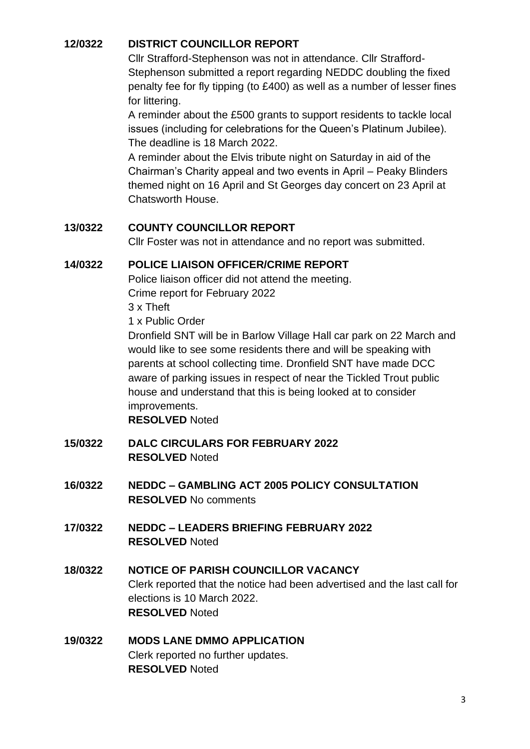**12/0322 DISTRICT COUNCILLOR REPORT**

Cllr Strafford-Stephenson was not in attendance. Cllr Strafford-Stephenson submitted a report regarding NEDDC doubling the fixed penalty fee for fly tipping (to £400) as well as a number of lesser fines for littering.

A reminder about the £500 grants to support residents to tackle local issues (including for celebrations for the Queen's Platinum Jubilee). The deadline is 18 March 2022.

A reminder about the Elvis tribute night on Saturday in aid of the Chairman's Charity appeal and two events in April – Peaky Blinders themed night on 16 April and St Georges day concert on 23 April at Chatsworth House.

**13/0322 COUNTY COUNCILLOR REPORT**

Cllr Foster was not in attendance and no report was submitted.

**14/0322 POLICE LIAISON OFFICER/CRIME REPORT**

Police liaison officer did not attend the meeting.
Crime report for February 2022
3 x Theft
1 x Public Order
Dronfield SNT will be in Barlow Village Hall car park on 22 March and would like to see some residents there and will be speaking with parents at school collecting time. Dronfield SNT have made DCC aware of parking issues in respect of near the Tickled Trout public house and understand that this is being looked at to consider improvements.
**RESOLVED** Noted

**15/0322 DALC CIRCULARS FOR FEBRUARY 2022**
**RESOLVED** Noted

**16/0322 NEDDC – GAMBLING ACT 2005 POLICY CONSULTATION**
**RESOLVED** No comments

**17/0322 NEDDC – LEADERS BRIEFING FEBRUARY 2022**
**RESOLVED** Noted

**18/0322 NOTICE OF PARISH COUNCILLOR VACANCY**

Clerk reported that the notice had been advertised and the last call for elections is 10 March 2022.
**RESOLVED** Noted

**19/0322 MODS LANE DMMO APPLICATION**

Clerk reported no further updates.
**RESOLVED** Noted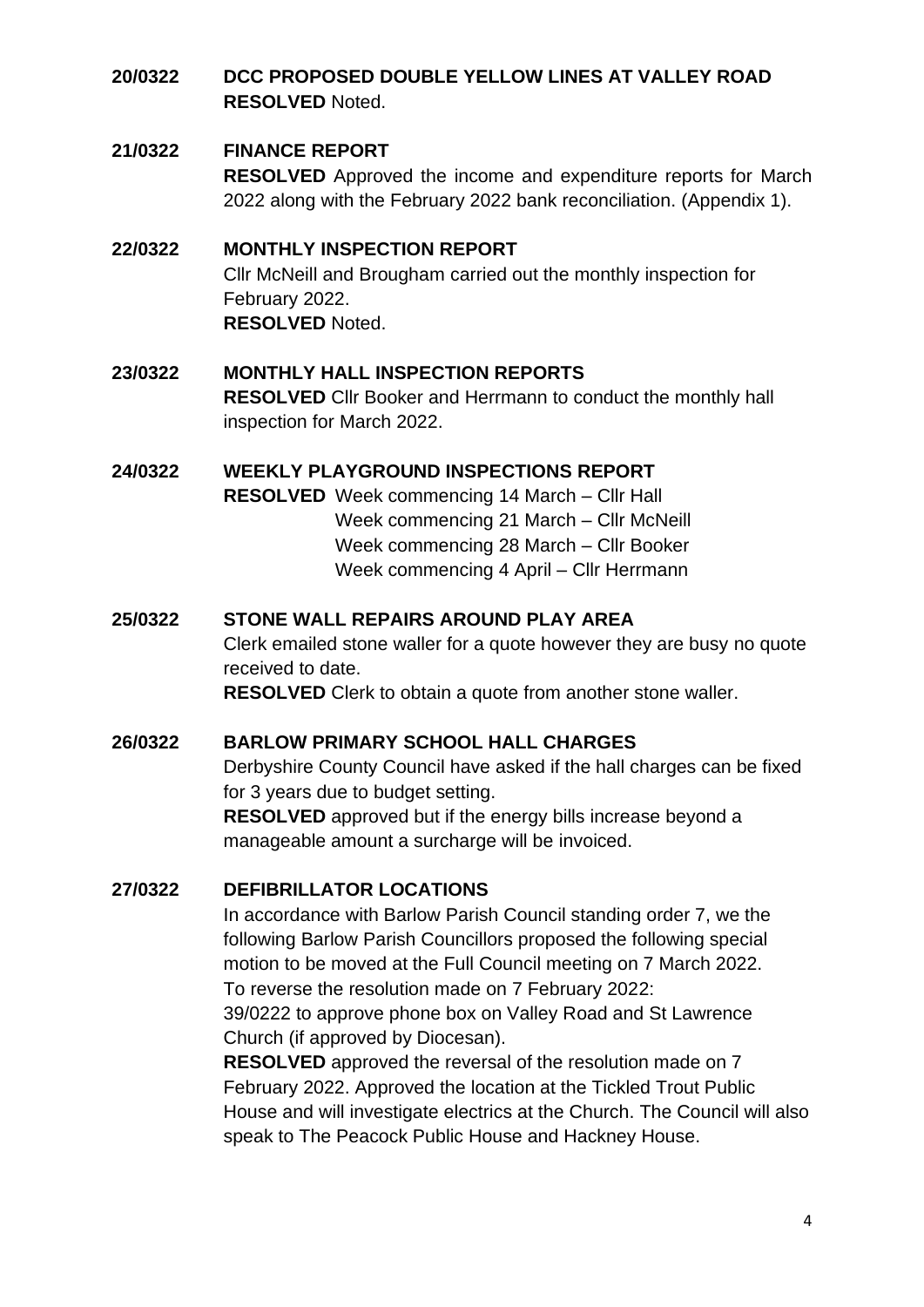**20/0322 DCC PROPOSED DOUBLE YELLOW LINES AT VALLEY ROAD**
**RESOLVED** Noted.

**21/0322 FINANCE REPORT**
**RESOLVED** Approved the income and expenditure reports for March 2022 along with the February 2022 bank reconciliation. (Appendix 1).

**22/0322 MONTHLY INSPECTION REPORT**
Cllr McNeill and Brougham carried out the monthly inspection for February 2022.
**RESOLVED** Noted.

**23/0322 MONTHLY HALL INSPECTION REPORTS**
**RESOLVED** Cllr Booker and Herrmann to conduct the monthly hall inspection for March 2022.

**24/0322 WEEKLY PLAYGROUND INSPECTIONS REPORT**
**RESOLVED** Week commencing 14 March – Cllr Hall
Week commencing 21 March – Cllr McNeill
Week commencing 28 March – Cllr Booker
Week commencing 4 April – Cllr Herrmann

**25/0322 STONE WALL REPAIRS AROUND PLAY AREA**
Clerk emailed stone waller for a quote however they are busy no quote received to date.
**RESOLVED** Clerk to obtain a quote from another stone waller.

**26/0322 BARLOW PRIMARY SCHOOL HALL CHARGES**
Derbyshire County Council have asked if the hall charges can be fixed for 3 years due to budget setting.
**RESOLVED** approved but if the energy bills increase beyond a manageable amount a surcharge will be invoiced.

**27/0322 DEFIBRILLATOR LOCATIONS**
In accordance with Barlow Parish Council standing order 7, we the following Barlow Parish Councillors proposed the following special motion to be moved at the Full Council meeting on 7 March 2022.
To reverse the resolution made on 7 February 2022:
39/0222 to approve phone box on Valley Road and St Lawrence Church (if approved by Diocesan).
**RESOLVED** approved the reversal of the resolution made on 7 February 2022. Approved the location at the Tickled Trout Public House and will investigate electrics at the Church. The Council will also speak to The Peacock Public House and Hackney House.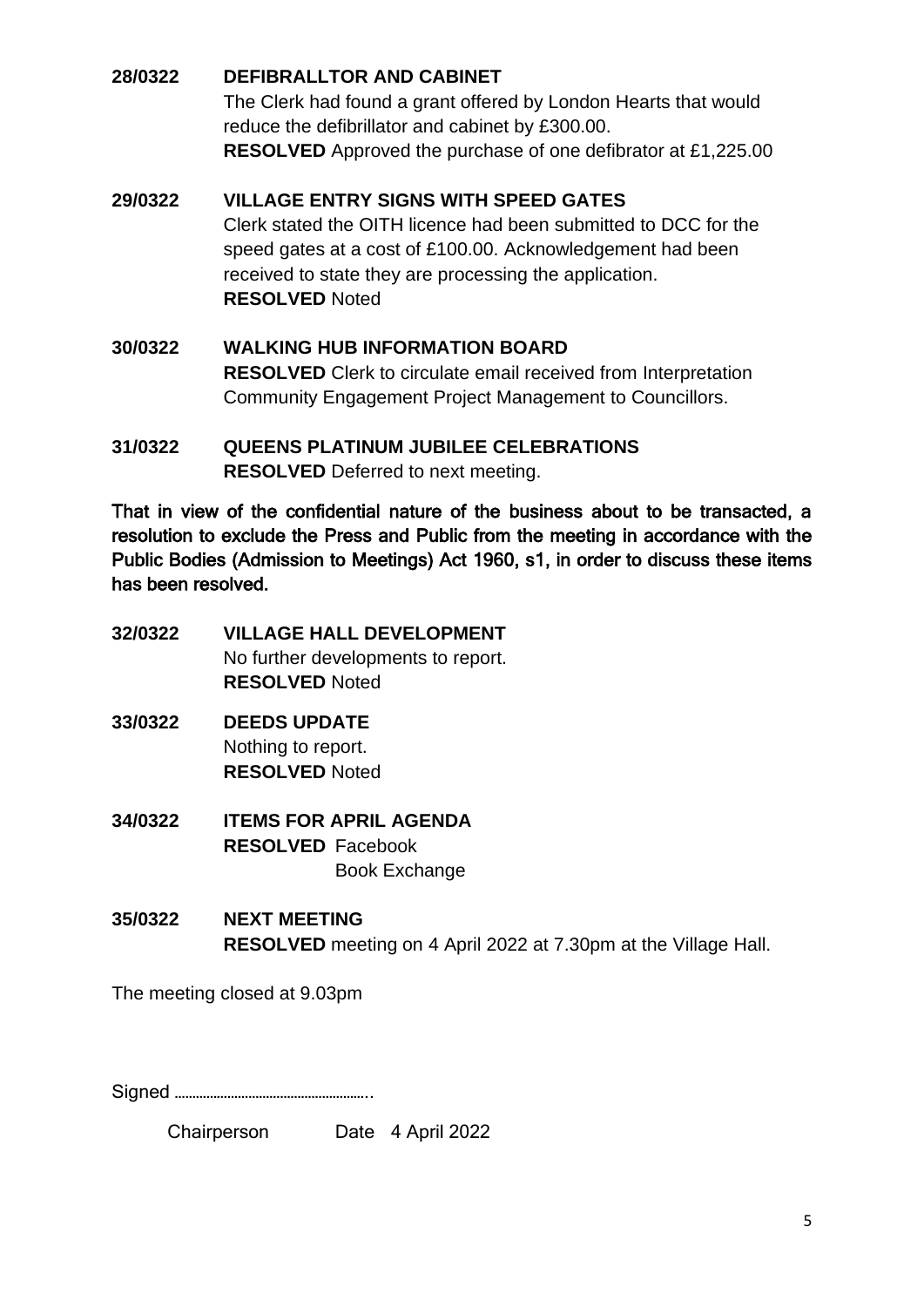**28/0322 DEFIBRALLTOR AND CABINET**

The Clerk had found a grant offered by London Hearts that would reduce the defibrillator and cabinet by £300.00.

**RESOLVED** Approved the purchase of one defibrator at £1,225.00

**29/0322 VILLAGE ENTRY SIGNS WITH SPEED GATES**

Clerk stated the OITH licence had been submitted to DCC for the speed gates at a cost of £100.00. Acknowledgement had been received to state they are processing the application.

**RESOLVED** Noted

**30/0322 WALKING HUB INFORMATION BOARD**

**RESOLVED** Clerk to circulate email received from Interpretation Community Engagement Project Management to Councillors.

**31/0322 QUEENS PLATINUM JUBILEE CELEBRATIONS**

**RESOLVED** Deferred to next meeting.

**That in view of the confidential nature of the business about to be transacted, a resolution to exclude the Press and Public from the meeting in accordance with the Public Bodies (Admission to Meetings) Act 1960, s1, in order to discuss these items has been resolved.**

**32/0322 VILLAGE HALL DEVELOPMENT**

No further developments to report.

**RESOLVED** Noted

**33/0322 DEEDS UPDATE**

Nothing to report.

**RESOLVED** Noted

**34/0322 ITEMS FOR APRIL AGENDA**

**RESOLVED** Facebook
Book Exchange

**35/0322 NEXT MEETING**

**RESOLVED** meeting on 4 April 2022 at 7.30pm at the Village Hall.

The meeting closed at 9.03pm

Signed ……………………………………………..

Chairperson Date 4 April 2022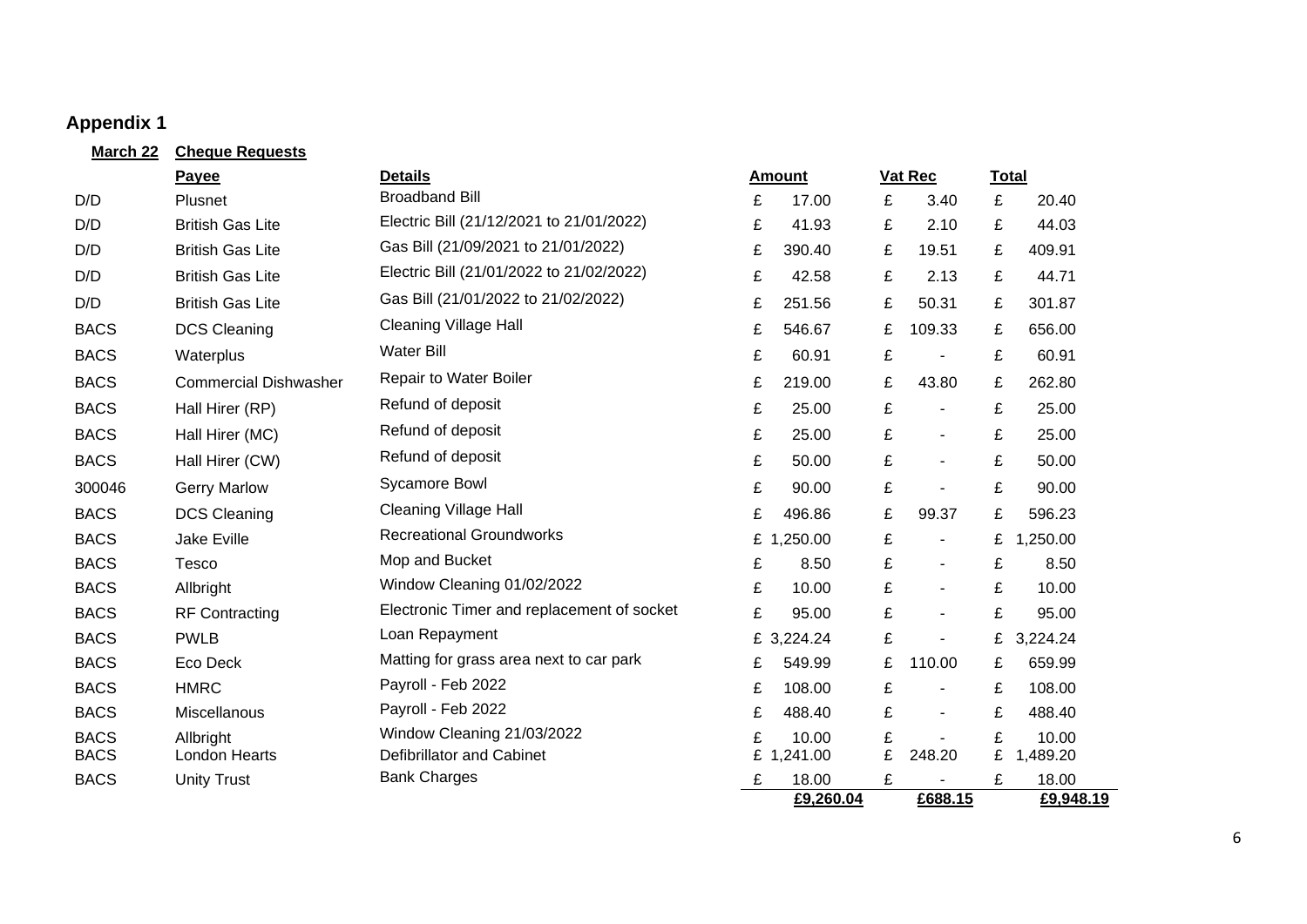## Appendix 1

**March 22** **Cheque Requests**

| | Payee | Details | Amount | Vat Rec | Total |
|---|---|---|---|---|---|
| D/D | Plusnet | Broadband Bill | £ 17.00 | £ 3.40 | £ 20.40 |
| D/D | British Gas Lite | Electric Bill (21/12/2021 to 21/01/2022) | £ 41.93 | £ 2.10 | £ 44.03 |
| D/D | British Gas Lite | Gas Bill (21/09/2021 to 21/01/2022) | £ 390.40 | £ 19.51 | £ 409.91 |
| D/D | British Gas Lite | Electric Bill (21/01/2022 to 21/02/2022) | £ 42.58 | £ 2.13 | £ 44.71 |
| D/D | British Gas Lite | Gas Bill (21/01/2022 to 21/02/2022) | £ 251.56 | £ 50.31 | £ 301.87 |
| BACS | DCS Cleaning | Cleaning Village Hall | £ 546.67 | £ 109.33 | £ 656.00 |
| BACS | Waterplus | Water Bill | £ 60.91 | £ - | £ 60.91 |
| BACS | Commercial Dishwasher | Repair to Water Boiler | £ 219.00 | £ 43.80 | £ 262.80 |
| BACS | Hall Hirer (RP) | Refund of deposit | £ 25.00 | £ - | £ 25.00 |
| BACS | Hall Hirer (MC) | Refund of deposit | £ 25.00 | £ - | £ 25.00 |
| BACS | Hall Hirer (CW) | Refund of deposit | £ 50.00 | £ - | £ 50.00 |
| 300046 | Gerry Marlow | Sycamore Bowl | £ 90.00 | £ - | £ 90.00 |
| BACS | DCS Cleaning | Cleaning Village Hall | £ 496.86 | £ 99.37 | £ 596.23 |
| BACS | Jake Eville | Recreational Groundworks | £ 1,250.00 | £ - | £ 1,250.00 |
| BACS | Tesco | Mop and Bucket | £ 8.50 | £ - | £ 8.50 |
| BACS | Allbright | Window Cleaning 01/02/2022 | £ 10.00 | £ - | £ 10.00 |
| BACS | RF Contracting | Electronic Timer and replacement of socket | £ 95.00 | £ - | £ 95.00 |
| BACS | PWLB | Loan Repayment | £ 3,224.24 | £ - | £ 3,224.24 |
| BACS | Eco Deck | Matting for grass area next to car park | £ 549.99 | £ 110.00 | £ 659.99 |
| BACS | HMRC | Payroll - Feb 2022 | £ 108.00 | £ - | £ 108.00 |
| BACS | Miscellanous | Payroll - Feb 2022 | £ 488.40 | £ - | £ 488.40 |
| BACS | Allbright | Window Cleaning 21/03/2022 | £ 10.00 | £ - | £ 10.00 |
| BACS | London Hearts | Defibrillator and Cabinet | £ 1,241.00 | £ 248.20 | £ 1,489.20 |
| BACS | Unity Trust | Bank Charges | £ 18.00 | £ - | £ 18.00 |
| | | | **£9,260.04** | **£688.15** | **£9,948.19** |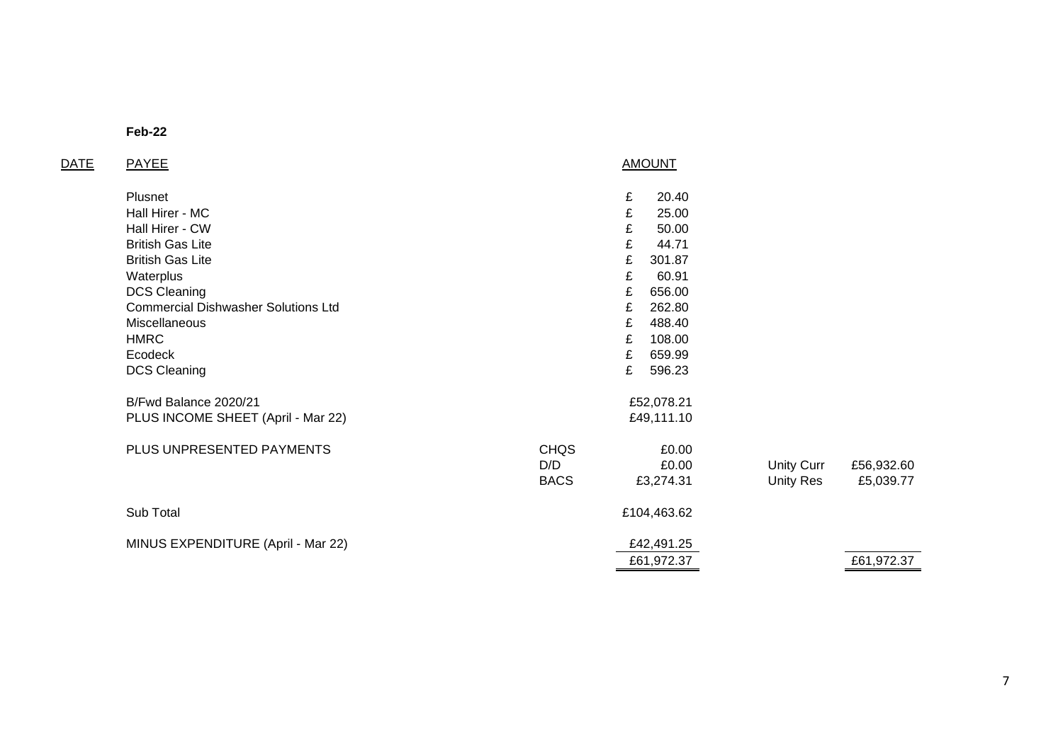**Feb-22**

| DATE | PAYEE | | AMOUNT | | |
|---|---|---|---|---|---|
| | Plusnet | | £ 20.40 | | |
| | Hall Hirer - MC | | £ 25.00 | | |
| | Hall Hirer - CW | | £ 50.00 | | |
| | British Gas Lite | | £ 44.71 | | |
| | British Gas Lite | | £ 301.87 | | |
| | Waterplus | | £ 60.91 | | |
| | DCS Cleaning | | £ 656.00 | | |
| | Commercial Dishwasher Solutions Ltd | | £ 262.80 | | |
| | Miscellaneous | | £ 488.40 | | |
| | HMRC | | £ 108.00 | | |
| | Ecodeck | | £ 659.99 | | |
| | DCS Cleaning | | £ 596.23 | | |
| | | | | | |
| | B/Fwd Balance 2020/21 | | £52,078.21 | | |
| | PLUS INCOME SHEET (April - Mar 22) | | £49,111.10 | | |
| | | | | | |
| | PLUS UNPRESENTED PAYMENTS | CHQS | £0.00 | | |
| | | D/D | £0.00 | Unity Curr | £56,932.60 |
| | | BACS | £3,274.31 | Unity Res | £5,039.77 |
| | | | | | |
| | Sub Total | | £104,463.62 | | |
| | | | | | |
| | MINUS EXPENDITURE (April - Mar 22) | | £42,491.25 | | |
| | | | £61,972.37 | | £61,972.37 |